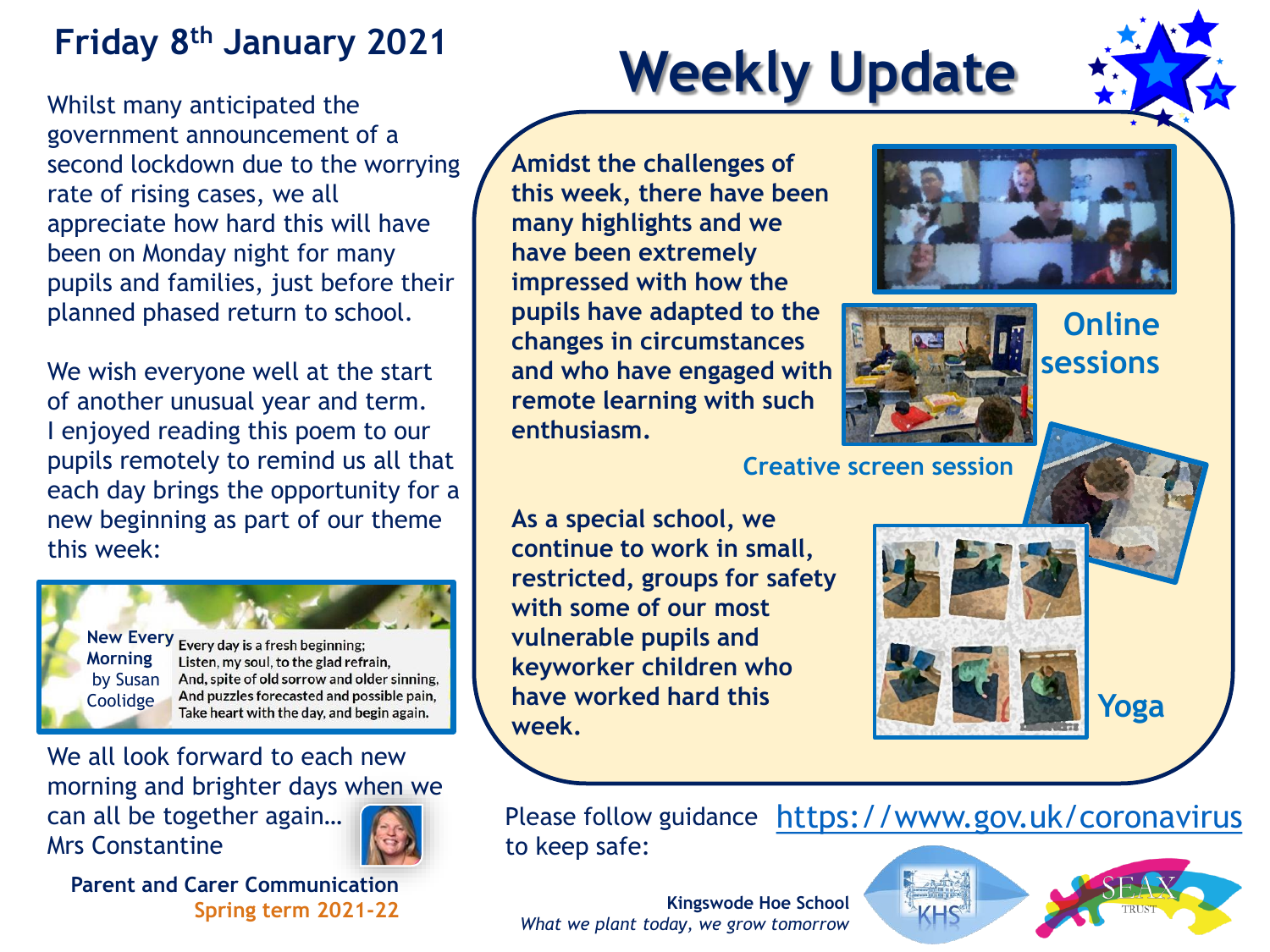## Friday 8th January 2021

# Weekly Update

Whilst many anticipated the government announcement of a second lockdown due to the worrying rate of rising cases, we all appreciate how hard this will have been on Monday night for many pupils and families, just before their planned phased return to school.

We wish everyone well at the start of another unusual year and term. I enjoyed reading this poem to our pupils remotely to remind us all that each day brings the opportunity for a new beginning as part of our theme this week:

**New Every Morning** by Susan Coolidge

Every day is a fresh beginning;
Listen, my soul, to the glad refrain,
And, spite of old sorrow and older sinning,
And puzzles forecasted and possible pain,
Take heart with the day, and begin again.

We all look forward to each new morning and brighter days when we can all be together again…
Mrs Constantine

**Amidst the challenges of this week, there have been many highlights and we have been extremely impressed with how the pupils have adapted to the changes in circumstances and who have engaged with remote learning with such enthusiasm.**

Online sessions

Creative screen session

**As a special school, we continue to work in small, restricted, groups for safety with some of our most vulnerable pupils and keyworker children who have worked hard this week.**

Yoga

Please follow guidance to keep safe: https://www.gov.uk/coronavirus

**Parent and Carer Communication**
**Spring term 2021-22**

**Kingswode Hoe School**
*What we plant today, we grow tomorrow*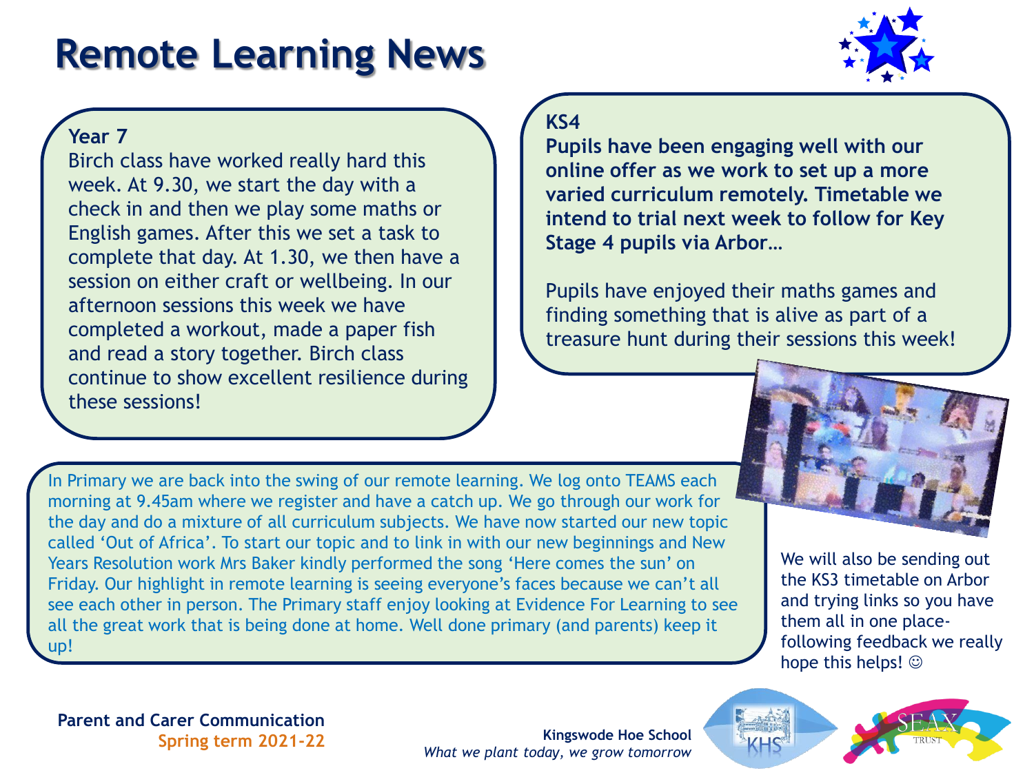# Remote Learning News

**Year 7**

Birch class have worked really hard this week. At 9.30, we start the day with a check in and then we play some maths or English games. After this we set a task to complete that day. At 1.30, we then have a session on either craft or wellbeing. In our afternoon sessions this week we have completed a workout, made a paper fish and read a story together. Birch class continue to show excellent resilience during these sessions!

**KS4**

**Pupils have been engaging well with our online offer as we work to set up a more varied curriculum remotely. Timetable we intend to trial next week to follow for Key Stage 4 pupils via Arbor…**

Pupils have enjoyed their maths games and finding something that is alive as part of a treasure hunt during their sessions this week!

In Primary we are back into the swing of our remote learning. We log onto TEAMS each morning at 9.45am where we register and have a catch up. We go through our work for the day and do a mixture of all curriculum subjects. We have now started our new topic called 'Out of Africa'. To start our topic and to link in with our new beginnings and New Years Resolution work Mrs Baker kindly performed the song 'Here comes the sun' on Friday. Our highlight in remote learning is seeing everyone's faces because we can't all see each other in person. The Primary staff enjoy looking at Evidence For Learning to see all the great work that is being done at home. Well done primary (and parents) keep it up!

We will also be sending out the KS3 timetable on Arbor and trying links so you have them all in one place- following feedback we really hope this helps! ☺

**Parent and Carer Communication**
**Spring term 2021-22**

**Kingswode Hoe School**
*What we plant today, we grow tomorrow*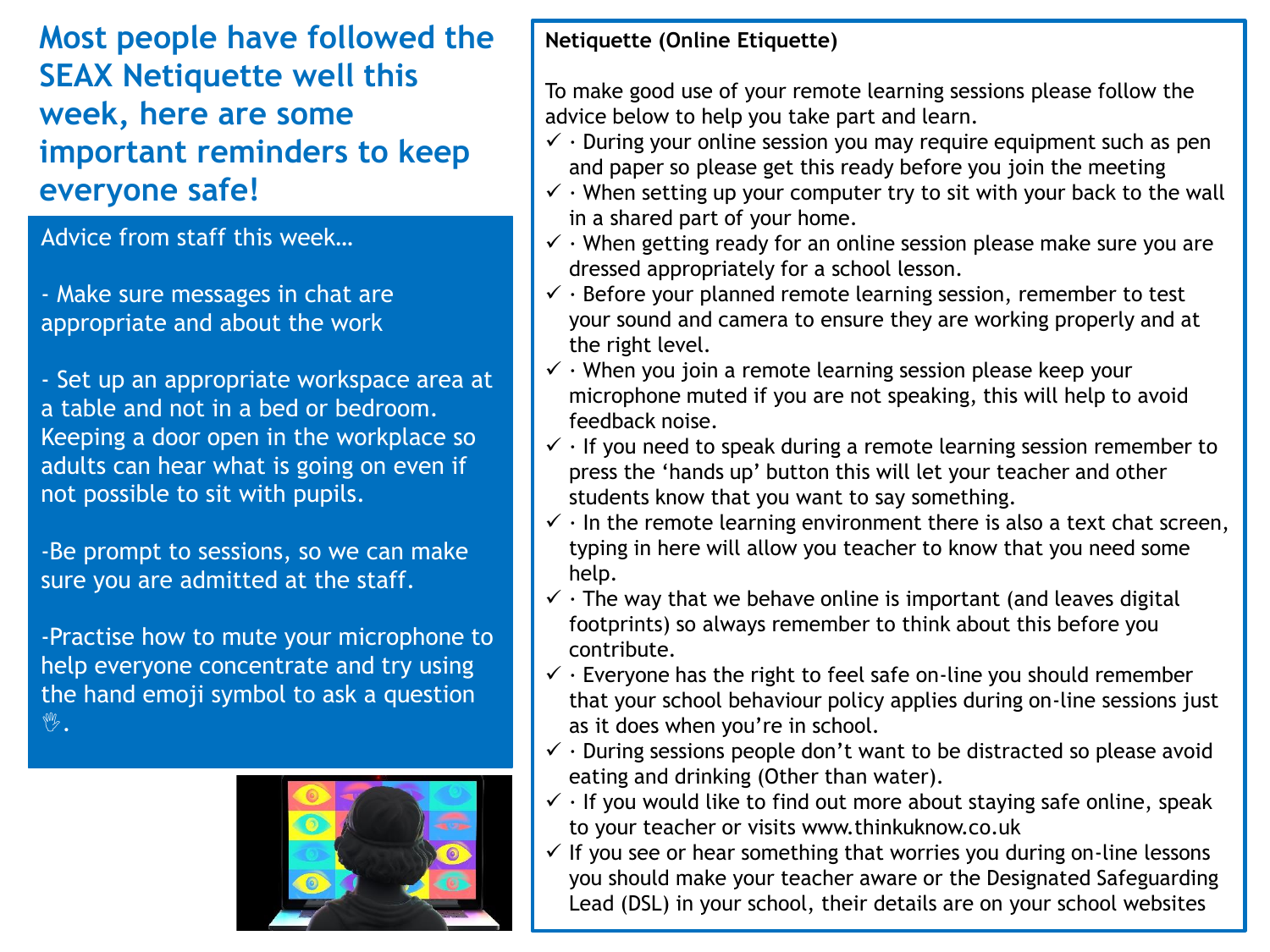# Most people have followed the SEAX Netiquette well this week, here are some important reminders to keep everyone safe!

Advice from staff this week…

- Make sure messages in chat are appropriate and about the work

- Set up an appropriate workspace area at a table and not in a bed or bedroom. Keeping a door open in the workplace so adults can hear what is going on even if not possible to sit with pupils.

-Be prompt to sessions, so we can make sure you are admitted at the staff.

-Practise how to mute your microphone to help everyone concentrate and try using the hand emoji symbol to ask a question 👋.

**Netiquette (Online Etiquette)**

To make good use of your remote learning sessions please follow the advice below to help you take part and learn.

- ✓ · During your online session you may require equipment such as pen and paper so please get this ready before you join the meeting
- ✓ · When setting up your computer try to sit with your back to the wall in a shared part of your home.
- ✓ · When getting ready for an online session please make sure you are dressed appropriately for a school lesson.
- ✓ · Before your planned remote learning session, remember to test your sound and camera to ensure they are working properly and at the right level.
- ✓ · When you join a remote learning session please keep your microphone muted if you are not speaking, this will help to avoid feedback noise.
- ✓ · If you need to speak during a remote learning session remember to press the 'hands up' button this will let your teacher and other students know that you want to say something.
- ✓ · In the remote learning environment there is also a text chat screen, typing in here will allow you teacher to know that you need some help.
- ✓ · The way that we behave online is important (and leaves digital footprints) so always remember to think about this before you contribute.
- ✓ · Everyone has the right to feel safe on-line you should remember that your school behaviour policy applies during on-line sessions just as it does when you're in school.
- ✓ · During sessions people don't want to be distracted so please avoid eating and drinking (Other than water).
- ✓ · If you would like to find out more about staying safe online, speak to your teacher or visits www.thinkuknow.co.uk
- ✓ If you see or hear something that worries you during on-line lessons you should make your teacher aware or the Designated Safeguarding Lead (DSL) in your school, their details are on your school websites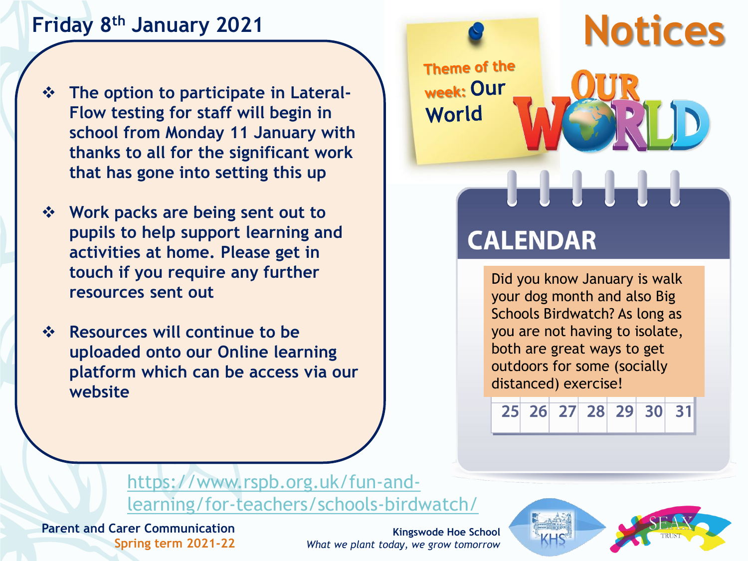## Friday 8th January 2021

- The option to participate in Lateral-Flow testing for staff will begin in school from Monday 11 January with thanks to all for the significant work that has gone into setting this up
- Work packs are being sent out to pupils to help support learning and activities at home. Please get in touch if you require any further resources sent out
- Resources will continue to be uploaded onto our Online learning platform which can be access via our website

# Notices

**Theme of the week:** Our World

OUR WORLD

## CALENDAR

Did you know January is walk your dog month and also Big Schools Birdwatch? As long as you are not having to isolate, both are great ways to get outdoors for some (socially distanced) exercise!

| 25 | 26 | 27 | 28 | 29 | 30 | 31 |
|---|---|---|---|---|---|---|

https://www.rspb.org.uk/fun-and-learning/for-teachers/schools-birdwatch/

**Parent and Carer Communication**
**Spring term 2021-22**

**Kingswode Hoe School**
*What we plant today, we grow tomorrow*

KHS

SEAX TRUST